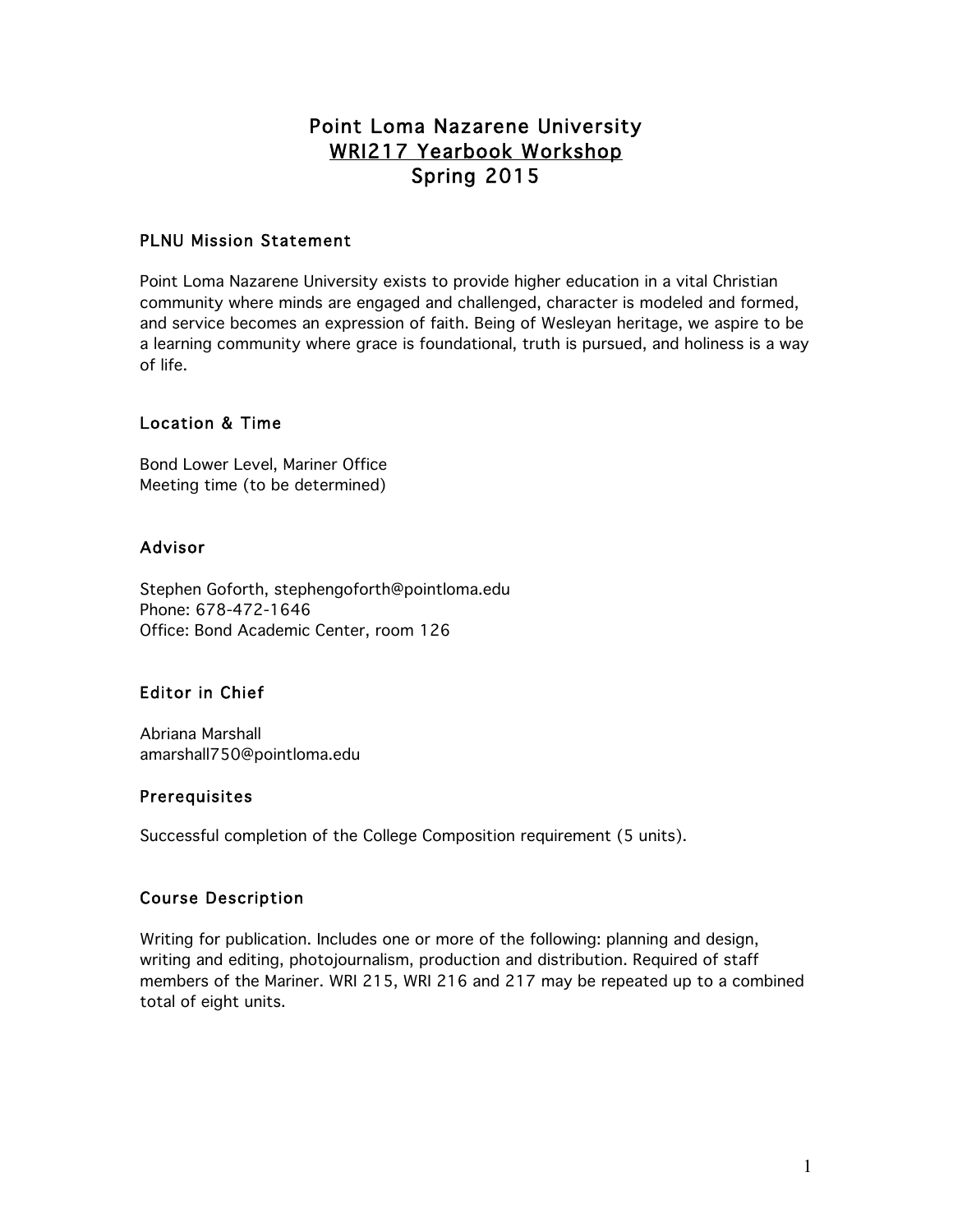# Point Loma Nazarene University
# WRI217 Yearbook Workshop
# Spring 2015

## PLNU Mission Statement

Point Loma Nazarene University exists to provide higher education in a vital Christian community where minds are engaged and challenged, character is modeled and formed, and service becomes an expression of faith. Being of Wesleyan heritage, we aspire to be a learning community where grace is foundational, truth is pursued, and holiness is a way of life.

## Location & Time

Bond Lower Level, Mariner Office
Meeting time (to be determined)

## Advisor

Stephen Goforth, stephengoforth@pointloma.edu
Phone: 678-472-1646
Office: Bond Academic Center, room 126

## Editor in Chief

Abriana Marshall
amarshall750@pointloma.edu

## Prerequisites

Successful completion of the College Composition requirement (5 units).

## Course Description

Writing for publication. Includes one or more of the following: planning and design, writing and editing, photojournalism, production and distribution. Required of staff members of the Mariner. WRI 215, WRI 216 and 217 may be repeated up to a combined total of eight units.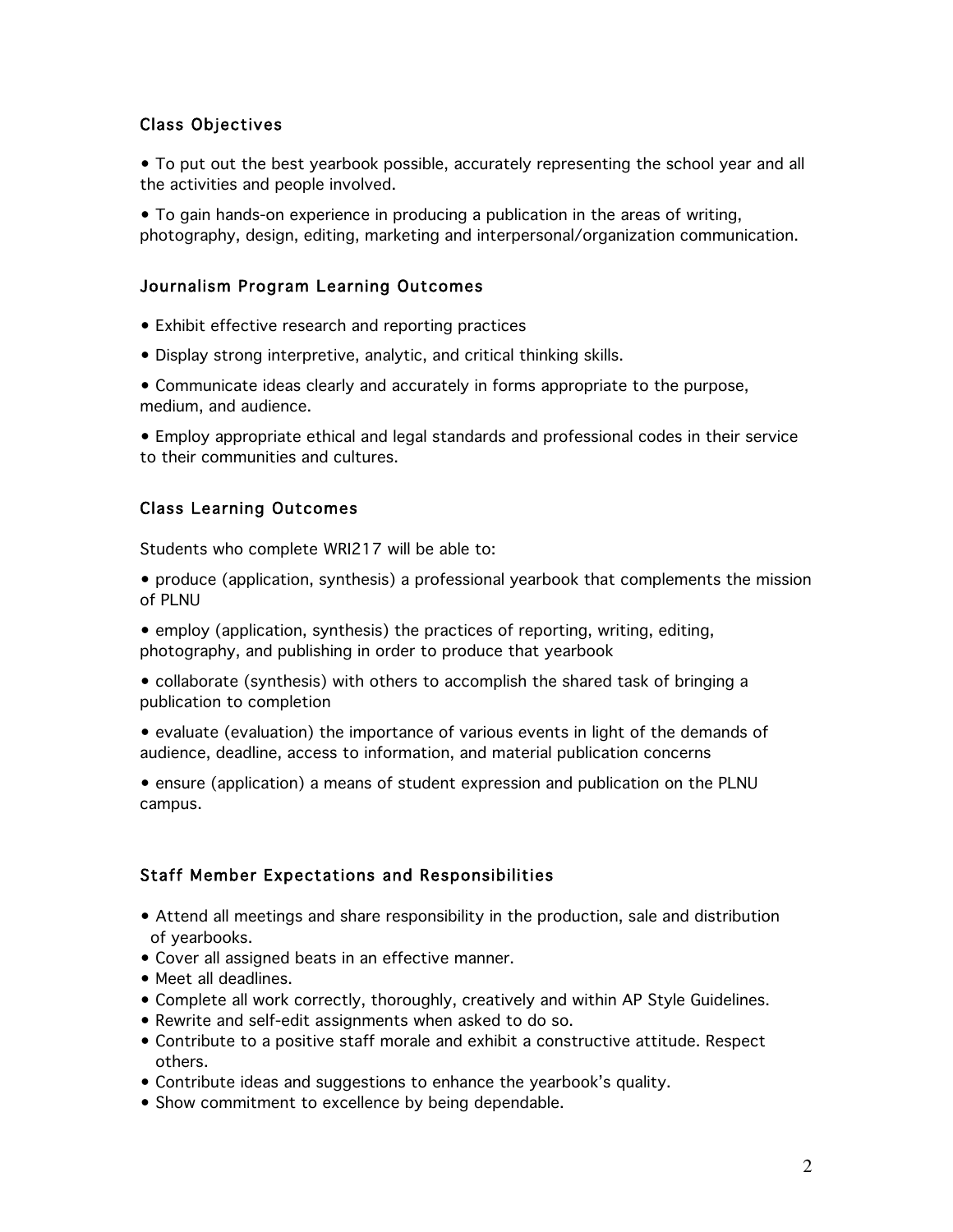## Class Objectives

- To put out the best yearbook possible, accurately representing the school year and all the activities and people involved.
- To gain hands-on experience in producing a publication in the areas of writing, photography, design, editing, marketing and interpersonal/organization communication.

## Journalism Program Learning Outcomes

- Exhibit effective research and reporting practices
- Display strong interpretive, analytic, and critical thinking skills.
- Communicate ideas clearly and accurately in forms appropriate to the purpose, medium, and audience.
- Employ appropriate ethical and legal standards and professional codes in their service to their communities and cultures.

## Class Learning Outcomes

Students who complete WRI217 will be able to:

- produce (application, synthesis) a professional yearbook that complements the mission of PLNU
- employ (application, synthesis) the practices of reporting, writing, editing, photography, and publishing in order to produce that yearbook
- collaborate (synthesis) with others to accomplish the shared task of bringing a publication to completion
- evaluate (evaluation) the importance of various events in light of the demands of audience, deadline, access to information, and material publication concerns
- ensure (application) a means of student expression and publication on the PLNU campus.

## Staff Member Expectations and Responsibilities

- Attend all meetings and share responsibility in the production, sale and distribution of yearbooks.
- Cover all assigned beats in an effective manner.
- Meet all deadlines.
- Complete all work correctly, thoroughly, creatively and within AP Style Guidelines.
- Rewrite and self-edit assignments when asked to do so.
- Contribute to a positive staff morale and exhibit a constructive attitude. Respect others.
- Contribute ideas and suggestions to enhance the yearbook's quality.
- Show commitment to excellence by being dependable.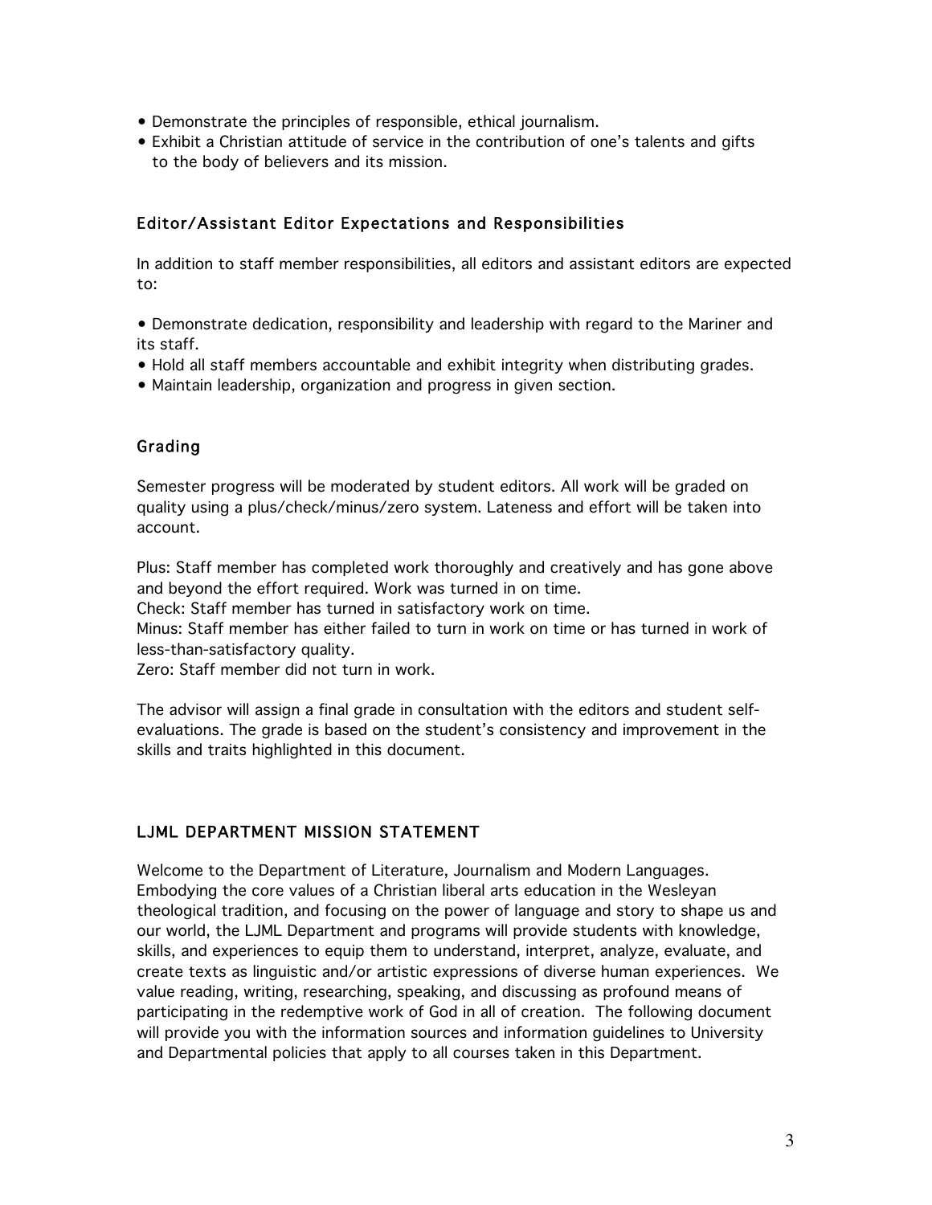- Demonstrate the principles of responsible, ethical journalism.
- Exhibit a Christian attitude of service in the contribution of one's talents and gifts to the body of believers and its mission.

## Editor/Assistant Editor Expectations and Responsibilities

In addition to staff member responsibilities, all editors and assistant editors are expected to:

- Demonstrate dedication, responsibility and leadership with regard to the Mariner and its staff.
- Hold all staff members accountable and exhibit integrity when distributing grades.
- Maintain leadership, organization and progress in given section.

## Grading

Semester progress will be moderated by student editors. All work will be graded on quality using a plus/check/minus/zero system. Lateness and effort will be taken into account.

Plus: Staff member has completed work thoroughly and creatively and has gone above and beyond the effort required. Work was turned in on time.
Check: Staff member has turned in satisfactory work on time.
Minus: Staff member has either failed to turn in work on time or has turned in work of less-than-satisfactory quality.
Zero: Staff member did not turn in work.

The advisor will assign a final grade in consultation with the editors and student self-evaluations. The grade is based on the student's consistency and improvement in the skills and traits highlighted in this document.

## LJML DEPARTMENT MISSION STATEMENT

Welcome to the Department of Literature, Journalism and Modern Languages. Embodying the core values of a Christian liberal arts education in the Wesleyan theological tradition, and focusing on the power of language and story to shape us and our world, the LJML Department and programs will provide students with knowledge, skills, and experiences to equip them to understand, interpret, analyze, evaluate, and create texts as linguistic and/or artistic expressions of diverse human experiences. We value reading, writing, researching, speaking, and discussing as profound means of participating in the redemptive work of God in all of creation. The following document will provide you with the information sources and information guidelines to University and Departmental policies that apply to all courses taken in this Department.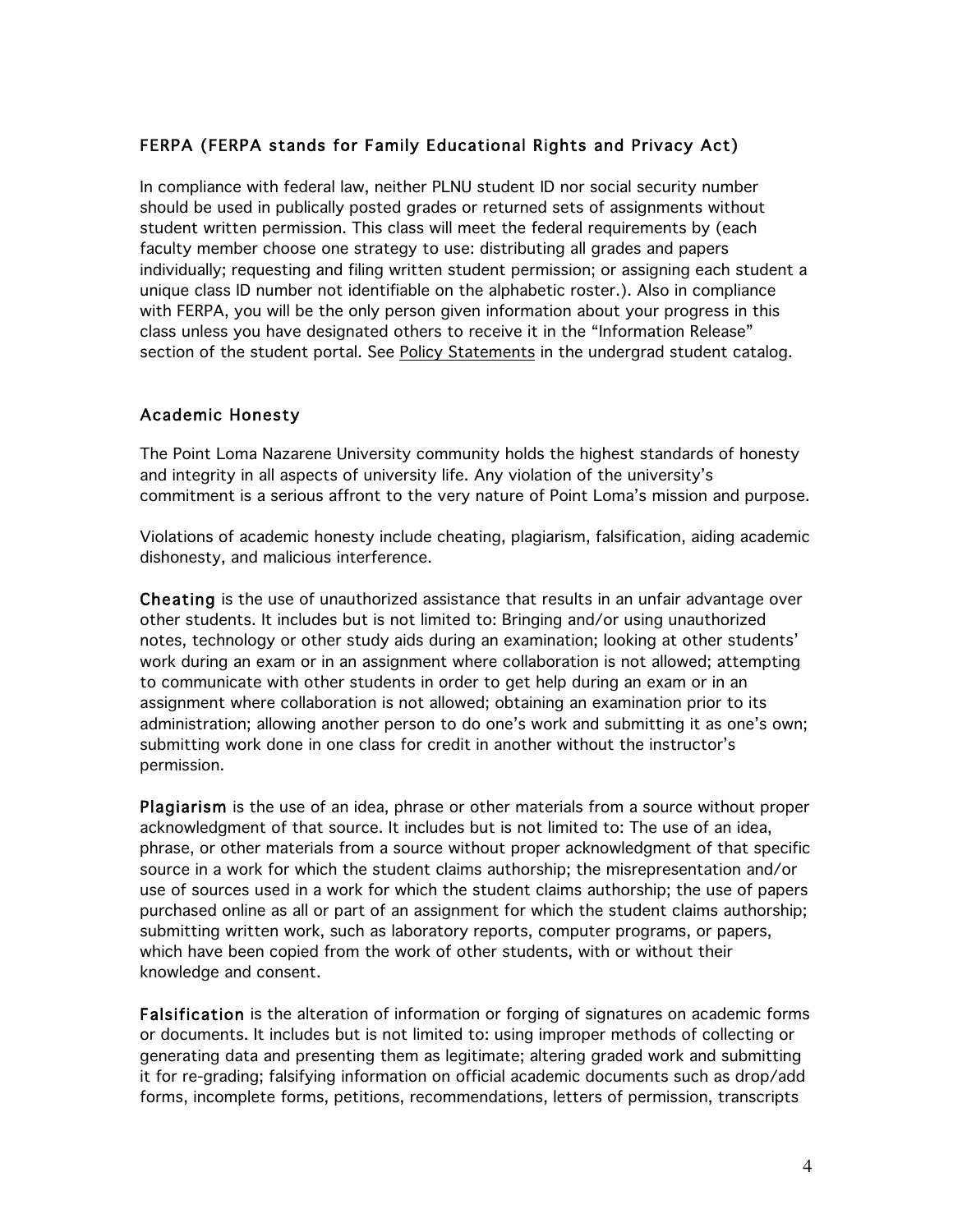## FERPA (FERPA stands for Family Educational Rights and Privacy Act)

In compliance with federal law, neither PLNU student ID nor social security number should be used in publically posted grades or returned sets of assignments without student written permission. This class will meet the federal requirements by (each faculty member choose one strategy to use: distributing all grades and papers individually; requesting and filing written student permission; or assigning each student a unique class ID number not identifiable on the alphabetic roster.). Also in compliance with FERPA, you will be the only person given information about your progress in this class unless you have designated others to receive it in the "Information Release" section of the student portal. See Policy Statements in the undergrad student catalog.

## Academic Honesty

The Point Loma Nazarene University community holds the highest standards of honesty and integrity in all aspects of university life. Any violation of the university's commitment is a serious affront to the very nature of Point Loma's mission and purpose.

Violations of academic honesty include cheating, plagiarism, falsification, aiding academic dishonesty, and malicious interference.

**Cheating** is the use of unauthorized assistance that results in an unfair advantage over other students. It includes but is not limited to: Bringing and/or using unauthorized notes, technology or other study aids during an examination; looking at other students' work during an exam or in an assignment where collaboration is not allowed; attempting to communicate with other students in order to get help during an exam or in an assignment where collaboration is not allowed; obtaining an examination prior to its administration; allowing another person to do one's work and submitting it as one's own; submitting work done in one class for credit in another without the instructor's permission.

**Plagiarism** is the use of an idea, phrase or other materials from a source without proper acknowledgment of that source. It includes but is not limited to: The use of an idea, phrase, or other materials from a source without proper acknowledgment of that specific source in a work for which the student claims authorship; the misrepresentation and/or use of sources used in a work for which the student claims authorship; the use of papers purchased online as all or part of an assignment for which the student claims authorship; submitting written work, such as laboratory reports, computer programs, or papers, which have been copied from the work of other students, with or without their knowledge and consent.

**Falsification** is the alteration of information or forging of signatures on academic forms or documents. It includes but is not limited to: using improper methods of collecting or generating data and presenting them as legitimate; altering graded work and submitting it for re-grading; falsifying information on official academic documents such as drop/add forms, incomplete forms, petitions, recommendations, letters of permission, transcripts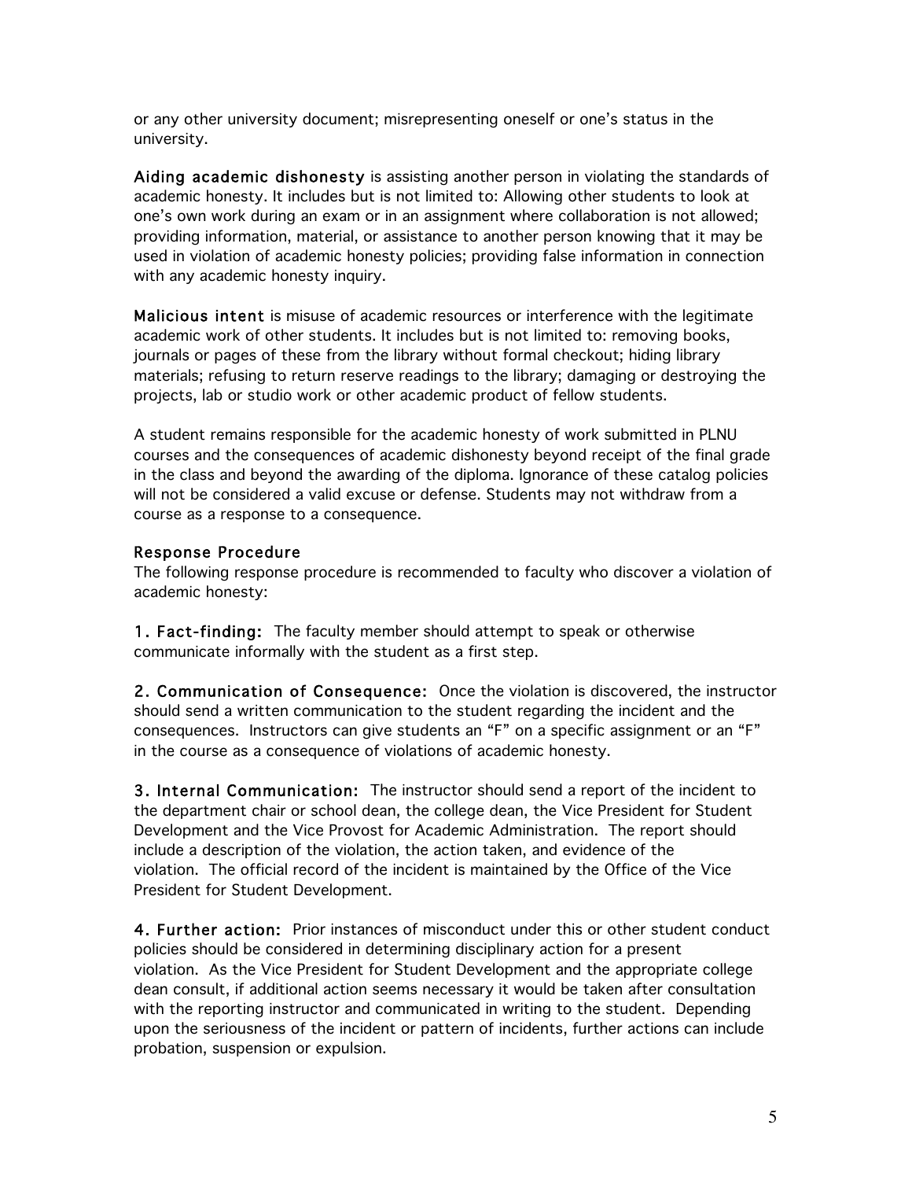or any other university document; misrepresenting oneself or one's status in the university.

**Aiding academic dishonesty** is assisting another person in violating the standards of academic honesty. It includes but is not limited to: Allowing other students to look at one's own work during an exam or in an assignment where collaboration is not allowed; providing information, material, or assistance to another person knowing that it may be used in violation of academic honesty policies; providing false information in connection with any academic honesty inquiry.

**Malicious intent** is misuse of academic resources or interference with the legitimate academic work of other students. It includes but is not limited to: removing books, journals or pages of these from the library without formal checkout; hiding library materials; refusing to return reserve readings to the library; damaging or destroying the projects, lab or studio work or other academic product of fellow students.

A student remains responsible for the academic honesty of work submitted in PLNU courses and the consequences of academic dishonesty beyond receipt of the final grade in the class and beyond the awarding of the diploma. Ignorance of these catalog policies will not be considered a valid excuse or defense. Students may not withdraw from a course as a response to a consequence.

### Response Procedure

The following response procedure is recommended to faculty who discover a violation of academic honesty:

**1. Fact-finding:** The faculty member should attempt to speak or otherwise communicate informally with the student as a first step.

**2. Communication of Consequence:** Once the violation is discovered, the instructor should send a written communication to the student regarding the incident and the consequences. Instructors can give students an "F" on a specific assignment or an "F" in the course as a consequence of violations of academic honesty.

**3. Internal Communication:** The instructor should send a report of the incident to the department chair or school dean, the college dean, the Vice President for Student Development and the Vice Provost for Academic Administration. The report should include a description of the violation, the action taken, and evidence of the violation. The official record of the incident is maintained by the Office of the Vice President for Student Development.

**4. Further action:** Prior instances of misconduct under this or other student conduct policies should be considered in determining disciplinary action for a present violation. As the Vice President for Student Development and the appropriate college dean consult, if additional action seems necessary it would be taken after consultation with the reporting instructor and communicated in writing to the student. Depending upon the seriousness of the incident or pattern of incidents, further actions can include probation, suspension or expulsion.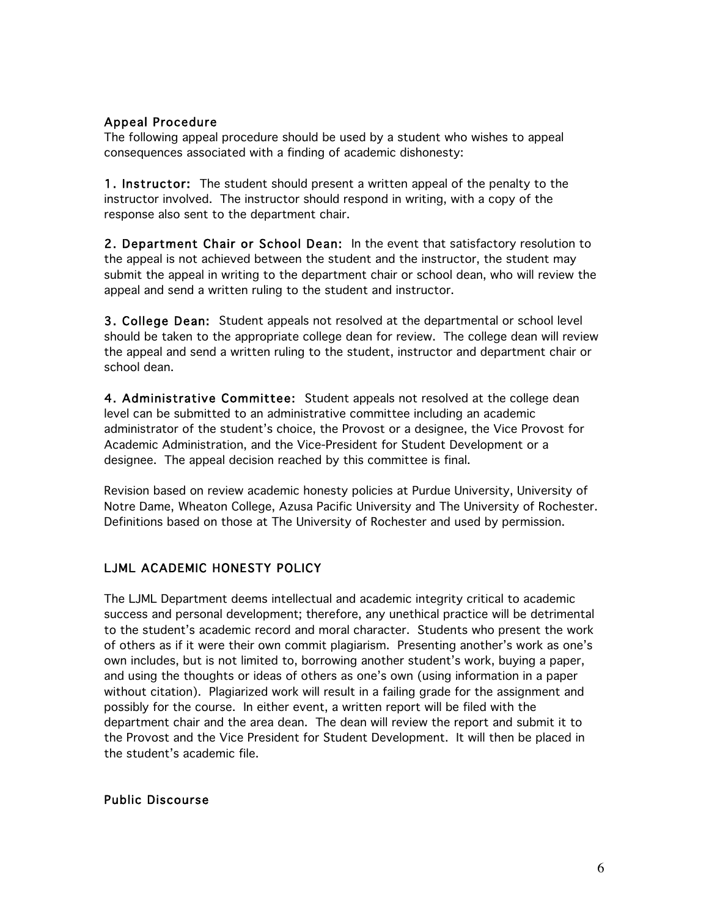### Appeal Procedure

The following appeal procedure should be used by a student who wishes to appeal consequences associated with a finding of academic dishonesty:

**1. Instructor:** The student should present a written appeal of the penalty to the instructor involved. The instructor should respond in writing, with a copy of the response also sent to the department chair.

**2. Department Chair or School Dean:** In the event that satisfactory resolution to the appeal is not achieved between the student and the instructor, the student may submit the appeal in writing to the department chair or school dean, who will review the appeal and send a written ruling to the student and instructor.

**3. College Dean:** Student appeals not resolved at the departmental or school level should be taken to the appropriate college dean for review. The college dean will review the appeal and send a written ruling to the student, instructor and department chair or school dean.

**4. Administrative Committee:** Student appeals not resolved at the college dean level can be submitted to an administrative committee including an academic administrator of the student's choice, the Provost or a designee, the Vice Provost for Academic Administration, and the Vice-President for Student Development or a designee. The appeal decision reached by this committee is final.

Revision based on review academic honesty policies at Purdue University, University of Notre Dame, Wheaton College, Azusa Pacific University and The University of Rochester. Definitions based on those at The University of Rochester and used by permission.

### LJML ACADEMIC HONESTY POLICY

The LJML Department deems intellectual and academic integrity critical to academic success and personal development; therefore, any unethical practice will be detrimental to the student's academic record and moral character. Students who present the work of others as if it were their own commit plagiarism. Presenting another's work as one's own includes, but is not limited to, borrowing another student's work, buying a paper, and using the thoughts or ideas of others as one's own (using information in a paper without citation). Plagiarized work will result in a failing grade for the assignment and possibly for the course. In either event, a written report will be filed with the department chair and the area dean. The dean will review the report and submit it to the Provost and the Vice President for Student Development. It will then be placed in the student's academic file.

### Public Discourse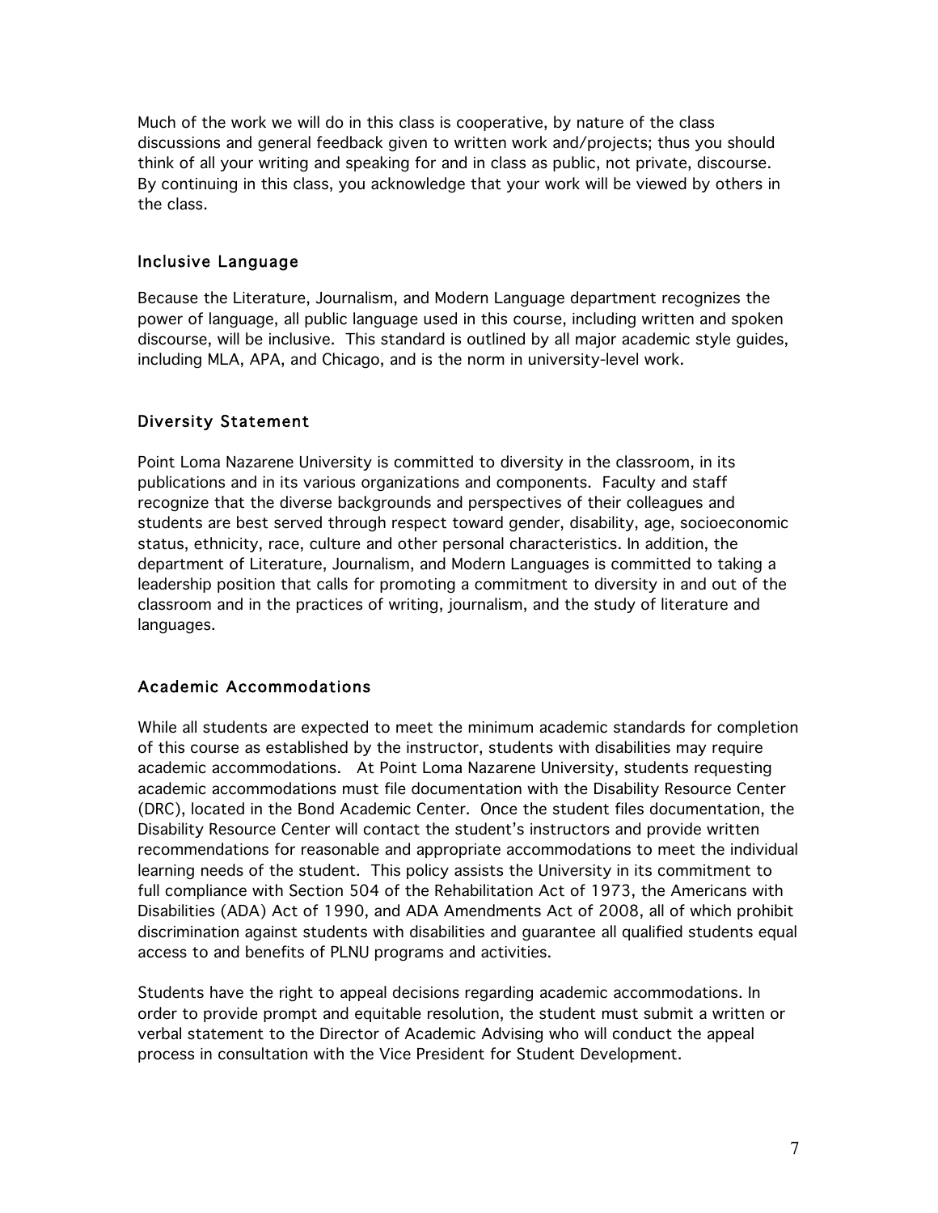Much of the work we will do in this class is cooperative, by nature of the class discussions and general feedback given to written work and/projects; thus you should think of all your writing and speaking for and in class as public, not private, discourse. By continuing in this class, you acknowledge that your work will be viewed by others in the class.

## Inclusive Language

Because the Literature, Journalism, and Modern Language department recognizes the power of language, all public language used in this course, including written and spoken discourse, will be inclusive. This standard is outlined by all major academic style guides, including MLA, APA, and Chicago, and is the norm in university-level work.

## Diversity Statement

Point Loma Nazarene University is committed to diversity in the classroom, in its publications and in its various organizations and components. Faculty and staff recognize that the diverse backgrounds and perspectives of their colleagues and students are best served through respect toward gender, disability, age, socioeconomic status, ethnicity, race, culture and other personal characteristics. In addition, the department of Literature, Journalism, and Modern Languages is committed to taking a leadership position that calls for promoting a commitment to diversity in and out of the classroom and in the practices of writing, journalism, and the study of literature and languages.

## Academic Accommodations

While all students are expected to meet the minimum academic standards for completion of this course as established by the instructor, students with disabilities may require academic accommodations. At Point Loma Nazarene University, students requesting academic accommodations must file documentation with the Disability Resource Center (DRC), located in the Bond Academic Center. Once the student files documentation, the Disability Resource Center will contact the student's instructors and provide written recommendations for reasonable and appropriate accommodations to meet the individual learning needs of the student. This policy assists the University in its commitment to full compliance with Section 504 of the Rehabilitation Act of 1973, the Americans with Disabilities (ADA) Act of 1990, and ADA Amendments Act of 2008, all of which prohibit discrimination against students with disabilities and guarantee all qualified students equal access to and benefits of PLNU programs and activities.

Students have the right to appeal decisions regarding academic accommodations. In order to provide prompt and equitable resolution, the student must submit a written or verbal statement to the Director of Academic Advising who will conduct the appeal process in consultation with the Vice President for Student Development.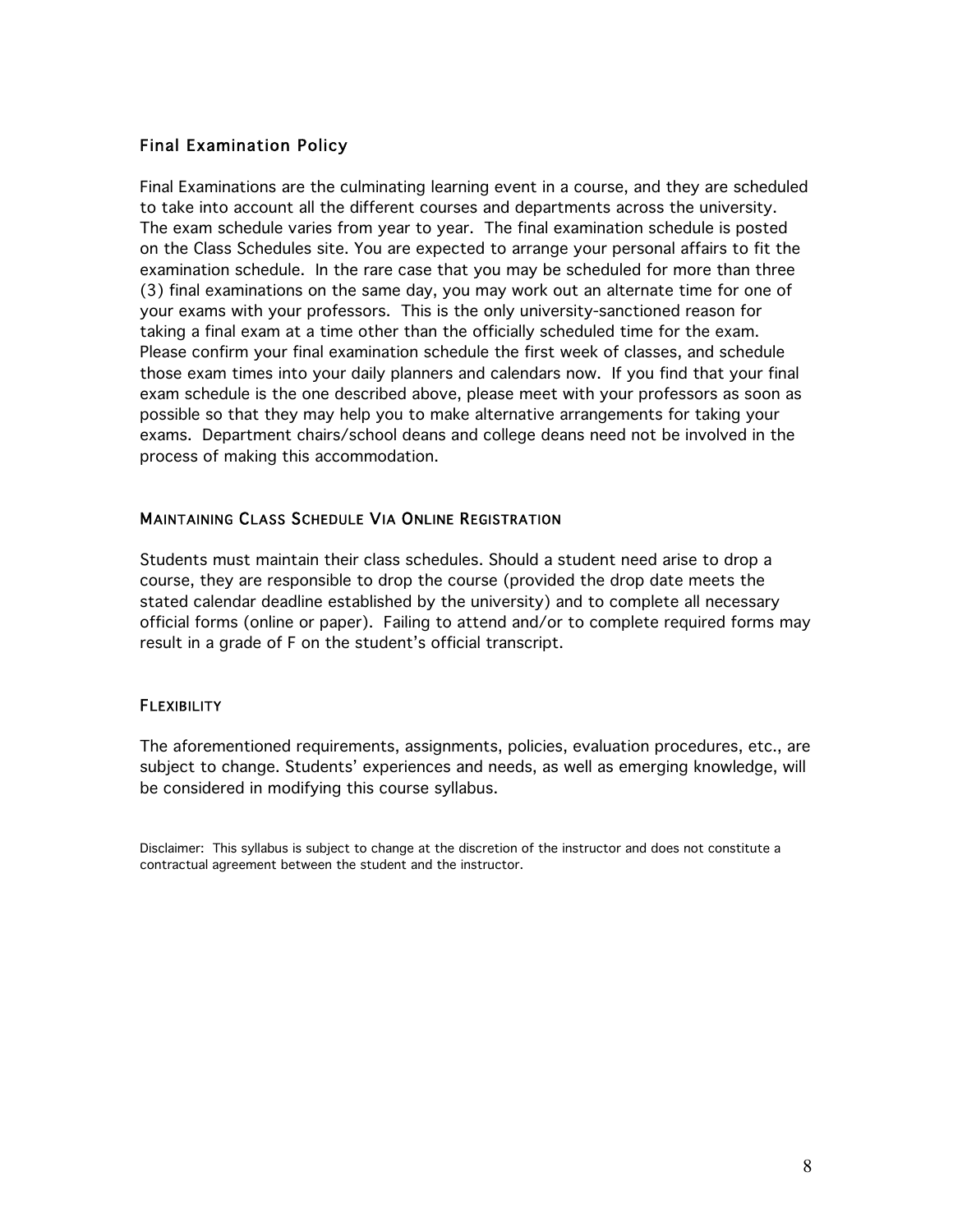## Final Examination Policy

Final Examinations are the culminating learning event in a course, and they are scheduled to take into account all the different courses and departments across the university. The exam schedule varies from year to year. The final examination schedule is posted on the Class Schedules site. You are expected to arrange your personal affairs to fit the examination schedule. In the rare case that you may be scheduled for more than three (3) final examinations on the same day, you may work out an alternate time for one of your exams with your professors. This is the only university-sanctioned reason for taking a final exam at a time other than the officially scheduled time for the exam. Please confirm your final examination schedule the first week of classes, and schedule those exam times into your daily planners and calendars now. If you find that your final exam schedule is the one described above, please meet with your professors as soon as possible so that they may help you to make alternative arrangements for taking your exams. Department chairs/school deans and college deans need not be involved in the process of making this accommodation.

## Maintaining Class Schedule Via Online Registration

Students must maintain their class schedules. Should a student need arise to drop a course, they are responsible to drop the course (provided the drop date meets the stated calendar deadline established by the university) and to complete all necessary official forms (online or paper). Failing to attend and/or to complete required forms may result in a grade of F on the student's official transcript.

## Flexibility

The aforementioned requirements, assignments, policies, evaluation procedures, etc., are subject to change. Students' experiences and needs, as well as emerging knowledge, will be considered in modifying this course syllabus.

Disclaimer: This syllabus is subject to change at the discretion of the instructor and does not constitute a contractual agreement between the student and the instructor.